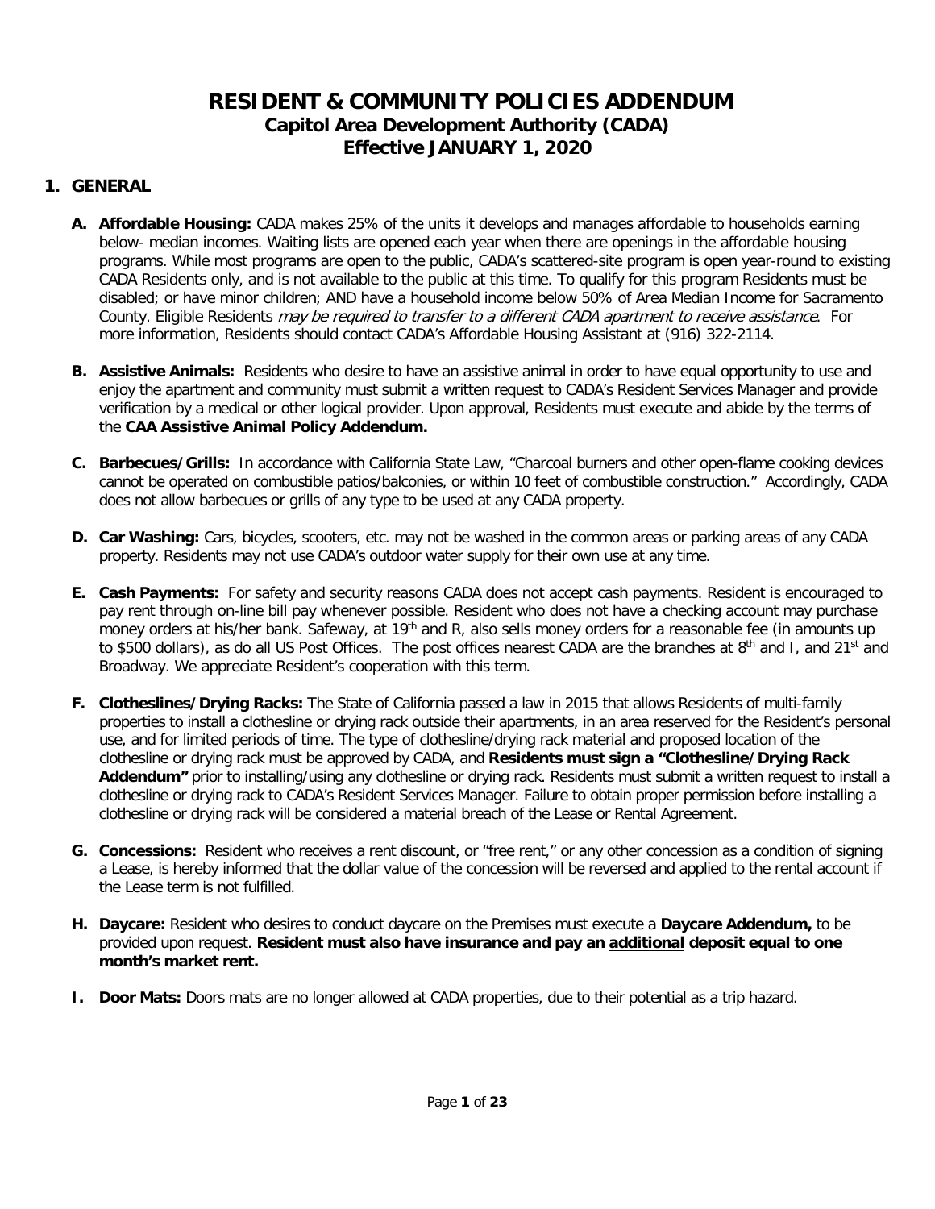# RESIDENT & COMMUNITY POLICIES ADDENDUM

## Capitol Area Development Authority (CADA)

## Effective JANUARY 1, 2020

## 1. GENERAL

**A. Affordable Housing:** CADA makes 25% of the units it develops and manages affordable to households earning below- median incomes. Waiting lists are opened each year when there are openings in the affordable housing programs. While most programs are open to the public, CADA's scattered-site program is open year-round to existing CADA Residents only, and is not available to the public at this time. To qualify for this program Residents must be disabled; or have minor children; AND have a household income below 50% of Area Median Income for Sacramento County. Eligible Residents *may be required to transfer to a different CADA apartment to receive assistance*. For more information, Residents should contact CADA's Affordable Housing Assistant at (916) 322-2114.

**B. Assistive Animals:** Residents who desire to have an assistive animal in order to have equal opportunity to use and enjoy the apartment and community must submit a written request to CADA's Resident Services Manager and provide verification by a medical or other logical provider. Upon approval, Residents must execute and abide by the terms of the **CAA Assistive Animal Policy Addendum.**

**C. Barbecues/Grills:** In accordance with California State Law, "Charcoal burners and other open-flame cooking devices cannot be operated on combustible patios/balconies, or within 10 feet of combustible construction." Accordingly, CADA does not allow barbecues or grills of any type to be used at any CADA property.

**D. Car Washing:** Cars, bicycles, scooters, etc. may not be washed in the common areas or parking areas of any CADA property. Residents may not use CADA's outdoor water supply for their own use at any time.

**E. Cash Payments:** For safety and security reasons CADA does not accept cash payments. Resident is encouraged to pay rent through on-line bill pay whenever possible. Resident who does not have a checking account may purchase money orders at his/her bank. Safeway, at 19th and R, also sells money orders for a reasonable fee (in amounts up to $500 dollars), as do all US Post Offices. The post offices nearest CADA are the branches at 8th and I, and 21st and Broadway. We appreciate Resident's cooperation with this term.

**F. Clotheslines/Drying Racks:** The State of California passed a law in 2015 that allows Residents of multi-family properties to install a clothesline or drying rack outside their apartments, in an area reserved for the Resident's personal use, and for limited periods of time. The type of clothesline/drying rack material and proposed location of the clothesline or drying rack must be approved by CADA, and **Residents must sign a "Clothesline/Drying Rack Addendum"** prior to installing/using any clothesline or drying rack. Residents must submit a written request to install a clothesline or drying rack to CADA's Resident Services Manager. Failure to obtain proper permission before installing a clothesline or drying rack will be considered a material breach of the Lease or Rental Agreement.

**G. Concessions:** Resident who receives a rent discount, or "free rent," or any other concession as a condition of signing a Lease, is hereby informed that the dollar value of the concession will be reversed and applied to the rental account if the Lease term is not fulfilled.

**H. Daycare:** Resident who desires to conduct daycare on the Premises must execute a **Daycare Addendum,** to be provided upon request. **Resident must also have insurance and pay an additional deposit equal to one month's market rent.**

**I. Door Mats:** Doors mats are no longer allowed at CADA properties, due to their potential as a trip hazard.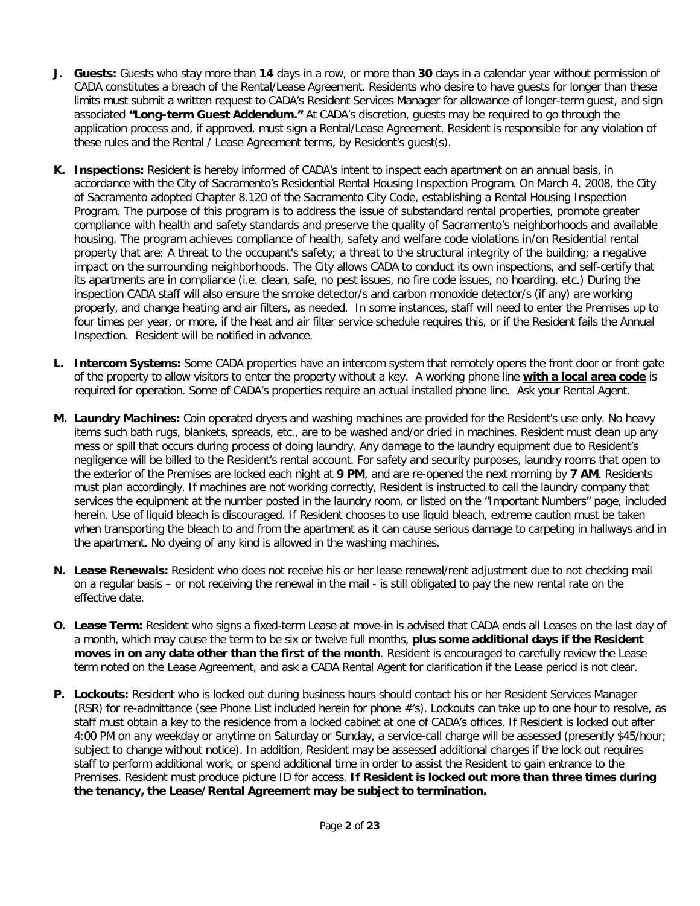**J. Guests:** Guests who stay more than **14** days in a row, or more than **30** days in a calendar year without permission of CADA constitutes a breach of the Rental/Lease Agreement. Residents who desire to have guests for longer than these limits must submit a written request to CADA's Resident Services Manager for allowance of longer-term guest, and sign associated **"Long-term Guest Addendum."** At CADA's discretion, guests may be required to go through the application process and, if approved, must sign a Rental/Lease Agreement. Resident is responsible for any violation of these rules and the Rental / Lease Agreement terms, by Resident's guest(s).

**K. Inspections:** Resident is hereby informed of CADA's intent to inspect each apartment on an annual basis, in accordance with the City of Sacramento's Residential Rental Housing Inspection Program. On March 4, 2008, the City of Sacramento adopted Chapter 8.120 of the Sacramento City Code, establishing a Rental Housing Inspection Program. The purpose of this program is to address the issue of substandard rental properties, promote greater compliance with health and safety standards and preserve the quality of Sacramento's neighborhoods and available housing. The program achieves compliance of health, safety and welfare code violations in/on Residential rental property that are: A threat to the occupant's safety; a threat to the structural integrity of the building; a negative impact on the surrounding neighborhoods. The City allows CADA to conduct its own inspections, and self-certify that its apartments are in compliance (i.e. clean, safe, no pest issues, no fire code issues, no hoarding, etc.) During the inspection CADA staff will also ensure the smoke detector/s and carbon monoxide detector/s (if any) are working properly, and change heating and air filters, as needed. In some instances, staff will need to enter the Premises up to four times per year, or more, if the heat and air filter service schedule requires this, or if the Resident fails the Annual Inspection. Resident will be notified in advance.

**L. Intercom Systems:** Some CADA properties have an intercom system that remotely opens the front door or front gate of the property to allow visitors to enter the property without a key. A working phone line **with a local area code** is required for operation. Some of CADA's properties require an actual installed phone line. Ask your Rental Agent.

**M. Laundry Machines:** Coin operated dryers and washing machines are provided for the Resident's use only. No heavy items such bath rugs, blankets, spreads, etc., are to be washed and/or dried in machines. Resident must clean up any mess or spill that occurs during process of doing laundry. Any damage to the laundry equipment due to Resident's negligence will be billed to the Resident's rental account. For safety and security purposes, laundry rooms that open to the exterior of the Premises are locked each night at **9 PM**, and are re-opened the next morning by **7 AM**. Residents must plan accordingly. If machines are not working correctly, Resident is instructed to call the laundry company that services the equipment at the number posted in the laundry room, or listed on the "Important Numbers" page, included herein. Use of liquid bleach is discouraged. If Resident chooses to use liquid bleach, extreme caution must be taken when transporting the bleach to and from the apartment as it can cause serious damage to carpeting in hallways and in the apartment. No dyeing of any kind is allowed in the washing machines.

**N. Lease Renewals:** Resident who does not receive his or her lease renewal/rent adjustment due to not checking mail on a regular basis – or not receiving the renewal in the mail - is still obligated to pay the new rental rate on the effective date.

**O. Lease Term:** Resident who signs a fixed-term Lease at move-in is advised that CADA ends all Leases on the last day of a month, which may cause the term to be six or twelve full months, **plus some additional days if the Resident moves in on any date other than the first of the month**. Resident is encouraged to carefully review the Lease term noted on the Lease Agreement, and ask a CADA Rental Agent for clarification if the Lease period is not clear.

**P. Lockouts:** Resident who is locked out during business hours should contact his or her Resident Services Manager (RSR) for re-admittance (see Phone List included herein for phone #'s). Lockouts can take up to one hour to resolve, as staff must obtain a key to the residence from a locked cabinet at one of CADA's offices. If Resident is locked out after 4:00 PM on any weekday or anytime on Saturday or Sunday, a service-call charge will be assessed (presently $45/hour; subject to change without notice). In addition, Resident may be assessed additional charges if the lock out requires staff to perform additional work, or spend additional time in order to assist the Resident to gain entrance to the Premises. Resident must produce picture ID for access. **If Resident is locked out more than three times during the tenancy, the Lease/Rental Agreement may be subject to termination.**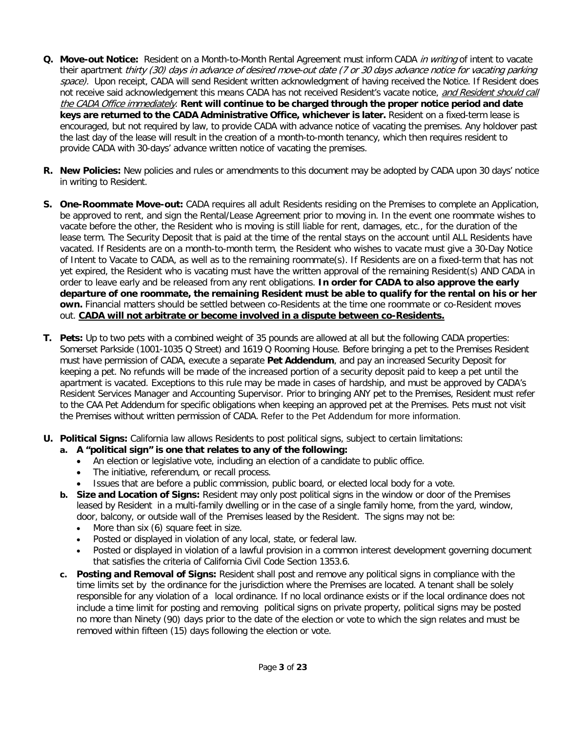**Q. Move-out Notice:** Resident on a Month-to-Month Rental Agreement must inform CADA *in writing* of intent to vacate their apartment *thirty (30) days in advance of desired move-out date (7 or 30 days advance notice for vacating parking space).* Upon receipt, CADA will send Resident written acknowledgment of having received the Notice. If Resident does not receive said acknowledgement this means CADA has not received Resident's vacate notice, *and Resident should call the CADA Office immediately*. **Rent will continue to be charged through the proper notice period and date keys are returned to the CADA Administrative Office, whichever is later.** Resident on a fixed-term lease is encouraged, but not required by law, to provide CADA with advance notice of vacating the premises. Any holdover past the last day of the lease will result in the creation of a month-to-month tenancy, which then requires resident to provide CADA with 30-days' advance written notice of vacating the premises.

**R. New Policies:** New policies and rules or amendments to this document may be adopted by CADA upon 30 days' notice in writing to Resident.

**S. One-Roommate Move-out:** CADA requires all adult Residents residing on the Premises to complete an Application, be approved to rent, and sign the Rental/Lease Agreement prior to moving in. In the event one roommate wishes to vacate before the other, the Resident who is moving is still liable for rent, damages, etc., for the duration of the lease term. The Security Deposit that is paid at the time of the rental stays on the account until ALL Residents have vacated. If Residents are on a month-to-month term, the Resident who wishes to vacate must give a 30-Day Notice of Intent to Vacate to CADA, as well as to the remaining roommate(s). If Residents are on a fixed-term that has not yet expired, the Resident who is vacating must have the written approval of the remaining Resident(s) AND CADA in order to leave early and be released from any rent obligations. **In order for CADA to also approve the early departure of one roommate, the remaining Resident must be able to qualify for the rental on his or her own.** Financial matters should be settled between co-Residents at the time one roommate or co-Resident moves out. **CADA will not arbitrate or become involved in a dispute between co-Residents.**

**T. Pets:** Up to two pets with a combined weight of 35 pounds are allowed at all but the following CADA properties: Somerset Parkside (1001-1035 Q Street) and 1619 Q Rooming House. Before bringing a pet to the Premises Resident must have permission of CADA, execute a separate **Pet Addendum**, and pay an increased Security Deposit for keeping a pet. No refunds will be made of the increased portion of a security deposit paid to keep a pet until the apartment is vacated. Exceptions to this rule may be made in cases of hardship, and must be approved by CADA's Resident Services Manager and Accounting Supervisor. Prior to bringing ANY pet to the Premises, Resident must refer to the CAA Pet Addendum for specific obligations when keeping an approved pet at the Premises. Pets must not visit the Premises without written permission of CADA. Refer to the Pet Addendum for more information.

**U. Political Signs:** California law allows Residents to post political signs, subject to certain limitations:

a. **A "political sign" is one that relates to any of the following:**
   - An election or legislative vote, including an election of a candidate to public office.
   - The initiative, referendum, or recall process.
   - Issues that are before a public commission, public board, or elected local body for a vote.

b. **Size and Location of Signs:** Resident may only post political signs in the window or door of the Premises leased by Resident in a multi-family dwelling or in the case of a single family home, from the yard, window, door, balcony, or outside wall of the Premises leased by the Resident. The signs may not be:
   - More than six (6) square feet in size.
   - Posted or displayed in violation of any local, state, or federal law.
   - Posted or displayed in violation of a lawful provision in a common interest development governing document that satisfies the criteria of California Civil Code Section 1353.6.

c. **Posting and Removal of Signs:** Resident shall post and remove any political signs in compliance with the time limits set by the ordinance for the jurisdiction where the Premises are located. A tenant shall be solely responsible for any violation of a local ordinance. If no local ordinance exists or if the local ordinance does not include a time limit for posting and removing political signs on private property, political signs may be posted no more than Ninety (90) days prior to the date of the election or vote to which the sign relates and must be removed within fifteen (15) days following the election or vote.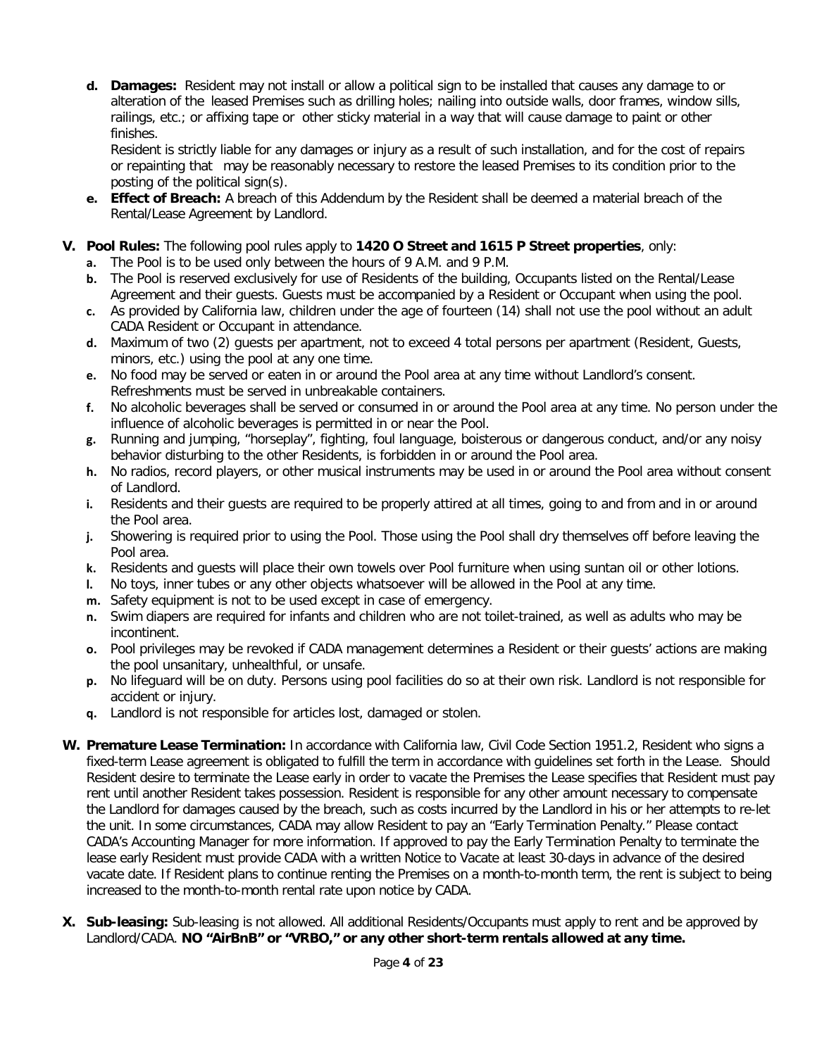d. **Damages:** Resident may not install or allow a political sign to be installed that causes any damage to or alteration of the leased Premises such as drilling holes; nailing into outside walls, door frames, window sills, railings, etc.; or affixing tape or other sticky material in a way that will cause damage to paint or other finishes.

   Resident is strictly liable for any damages or injury as a result of such installation, and for the cost of repairs or repainting that may be reasonably necessary to restore the leased Premises to its condition prior to the posting of the political sign(s).

e. **Effect of Breach:** A breach of this Addendum by the Resident shall be deemed a material breach of the Rental/Lease Agreement by Landlord.

**V. Pool Rules:** The following pool rules apply to **1420 O Street and 1615 P Street properties**, only:

a. The Pool is to be used only between the hours of 9 A.M. and 9 P.M.
b. The Pool is reserved exclusively for use of Residents of the building, Occupants listed on the Rental/Lease Agreement and their guests. Guests must be accompanied by a Resident or Occupant when using the pool.
c. As provided by California law, children under the age of fourteen (14) shall not use the pool without an adult CADA Resident or Occupant in attendance.
d. Maximum of two (2) guests per apartment, not to exceed 4 total persons per apartment (Resident, Guests, minors, etc.) using the pool at any one time.
e. No food may be served or eaten in or around the Pool area at any time without Landlord's consent. Refreshments must be served in unbreakable containers.
f. No alcoholic beverages shall be served or consumed in or around the Pool area at any time. No person under the influence of alcoholic beverages is permitted in or near the Pool.
g. Running and jumping, "horseplay", fighting, foul language, boisterous or dangerous conduct, and/or any noisy behavior disturbing to the other Residents, is forbidden in or around the Pool area.
h. No radios, record players, or other musical instruments may be used in or around the Pool area without consent of Landlord.
i. Residents and their guests are required to be properly attired at all times, going to and from and in or around the Pool area.
j. Showering is required prior to using the Pool. Those using the Pool shall dry themselves off before leaving the Pool area.
k. Residents and guests will place their own towels over Pool furniture when using suntan oil or other lotions.
l. No toys, inner tubes or any other objects whatsoever will be allowed in the Pool at any time.
m. Safety equipment is not to be used except in case of emergency.
n. Swim diapers are required for infants and children who are not toilet-trained, as well as adults who may be incontinent.
o. Pool privileges may be revoked if CADA management determines a Resident or their guests' actions are making the pool unsanitary, unhealthful, or unsafe.
p. No lifeguard will be on duty. Persons using pool facilities do so at their own risk. Landlord is not responsible for accident or injury.
q. Landlord is not responsible for articles lost, damaged or stolen.

**W. Premature Lease Termination:** In accordance with California law, Civil Code Section 1951.2, Resident who signs a fixed-term Lease agreement is obligated to fulfill the term in accordance with guidelines set forth in the Lease. Should Resident desire to terminate the Lease early in order to vacate the Premises the Lease specifies that Resident must pay rent until another Resident takes possession. Resident is responsible for any other amount necessary to compensate the Landlord for damages caused by the breach, such as costs incurred by the Landlord in his or her attempts to re-let the unit. In some circumstances, CADA may allow Resident to pay an "Early Termination Penalty." Please contact CADA's Accounting Manager for more information. If approved to pay the Early Termination Penalty to terminate the lease early Resident must provide CADA with a written Notice to Vacate at least 30-days in advance of the desired vacate date. If Resident plans to continue renting the Premises on a month-to-month term, the rent is subject to being increased to the month-to-month rental rate upon notice by CADA.

**X. Sub-leasing:** Sub-leasing is not allowed. All additional Residents/Occupants must apply to rent and be approved by Landlord/CADA. **NO "AirBnB" or "VRBO," or any other short-term rentals allowed at any time.**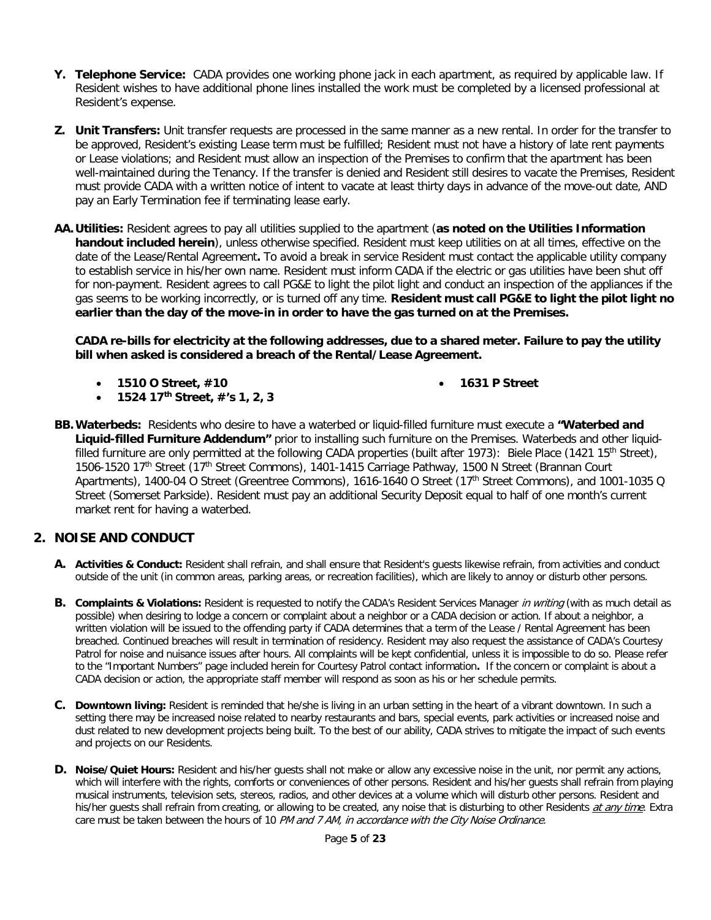- **Y. Telephone Service:** CADA provides one working phone jack in each apartment, as required by applicable law. If Resident wishes to have additional phone lines installed the work must be completed by a licensed professional at Resident's expense.

- **Z. Unit Transfers:** Unit transfer requests are processed in the same manner as a new rental. In order for the transfer to be approved, Resident's existing Lease term must be fulfilled; Resident must not have a history of late rent payments or Lease violations; and Resident must allow an inspection of the Premises to confirm that the apartment has been well-maintained during the Tenancy. If the transfer is denied and Resident still desires to vacate the Premises, Resident must provide CADA with a written notice of intent to vacate at least thirty days in advance of the move-out date, AND pay an Early Termination fee if terminating lease early.

- **AA. Utilities:** Resident agrees to pay all utilities supplied to the apartment (**as noted on the Utilities Information handout included herein**), unless otherwise specified. Resident must keep utilities on at all times, effective on the date of the Lease/Rental Agreement**.** To avoid a break in service Resident must contact the applicable utility company to establish service in his/her own name. Resident must inform CADA if the electric or gas utilities have been shut off for non-payment. Resident agrees to call PG&E to light the pilot light and conduct an inspection of the appliances if the gas seems to be working incorrectly, or is turned off any time. **Resident must call PG&E to light the pilot light no earlier than the day of the move-in in order to have the gas turned on at the Premises.**

  **CADA re-bills for electricity at the following addresses, due to a shared meter. Failure to pay the utility bill when asked is considered a breach of the Rental/Lease Agreement.**

  - **1510 O Street, #10**
  - **1524 17th Street, #'s 1, 2, 3**
  - **1631 P Street**

- **BB. Waterbeds:** Residents who desire to have a waterbed or liquid-filled furniture must execute a **"Waterbed and Liquid-filled Furniture Addendum"** prior to installing such furniture on the Premises. Waterbeds and other liquid-filled furniture are only permitted at the following CADA properties (built after 1973): Biele Place (1421 15th Street), 1506-1520 17th Street (17th Street Commons), 1401-1415 Carriage Pathway, 1500 N Street (Brannan Court Apartments), 1400-04 O Street (Greentree Commons), 1616-1640 O Street (17th Street Commons), and 1001-1035 Q Street (Somerset Parkside). Resident must pay an additional Security Deposit equal to half of one month's current market rent for having a waterbed.

## 2. NOISE AND CONDUCT

- **A. Activities & Conduct:** Resident shall refrain, and shall ensure that Resident's guests likewise refrain, from activities and conduct outside of the unit (in common areas, parking areas, or recreation facilities), which are likely to annoy or disturb other persons.

- **B. Complaints & Violations:** Resident is requested to notify the CADA's Resident Services Manager *in writing* (with as much detail as possible) when desiring to lodge a concern or complaint about a neighbor or a CADA decision or action. If about a neighbor, a written violation will be issued to the offending party if CADA determines that a term of the Lease / Rental Agreement has been breached. Continued breaches will result in termination of residency. Resident may also request the assistance of CADA's Courtesy Patrol for noise and nuisance issues after hours. All complaints will be kept confidential, unless it is impossible to do so. Please refer to the "Important Numbers" page included herein for Courtesy Patrol contact information**.** If the concern or complaint is about a CADA decision or action, the appropriate staff member will respond as soon as his or her schedule permits.

- **C. Downtown living:** Resident is reminded that he/she is living in an urban setting in the heart of a vibrant downtown. In such a setting there may be increased noise related to nearby restaurants and bars, special events, park activities or increased noise and dust related to new development projects being built. To the best of our ability, CADA strives to mitigate the impact of such events and projects on our Residents.

- **D. Noise/Quiet Hours:** Resident and his/her guests shall not make or allow any excessive noise in the unit, nor permit any actions, which will interfere with the rights, comforts or conveniences of other persons. Resident and his/her guests shall refrain from playing musical instruments, television sets, stereos, radios, and other devices at a volume which will disturb other persons. Resident and his/her guests shall refrain from creating, or allowing to be created, any noise that is disturbing to other Residents *at any time*. Extra care must be taken between the hours of 10 *PM and 7 AM, in accordance with the City Noise Ordinance*.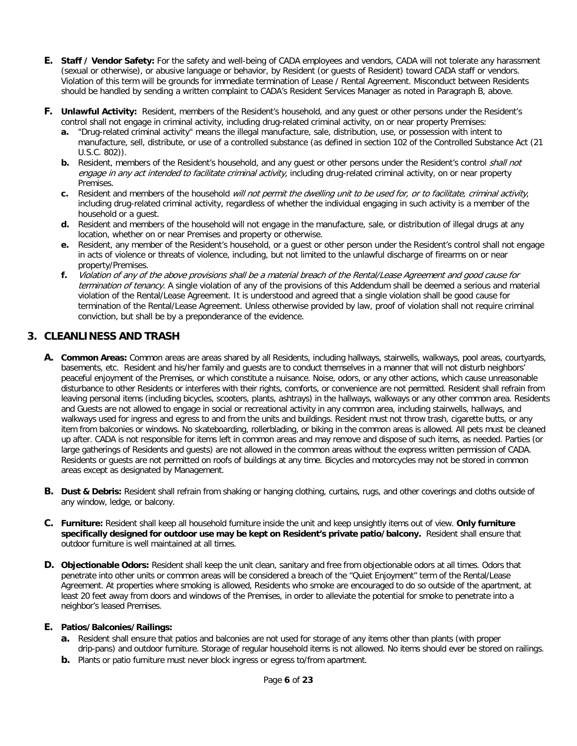- **E. Staff / Vendor Safety:** For the safety and well-being of CADA employees and vendors, CADA will not tolerate any harassment (sexual or otherwise), or abusive language or behavior, by Resident (or guests of Resident) toward CADA staff or vendors. Violation of this term will be grounds for immediate termination of Lease / Rental Agreement. Misconduct between Residents should be handled by sending a written complaint to CADA's Resident Services Manager as noted in Paragraph B, above.

- **F. Unlawful Activity:** Resident, members of the Resident's household, and any guest or other persons under the Resident's control shall not engage in criminal activity, including drug-related criminal activity, on or near property Premises:
  - **a.** "Drug-related criminal activity" means the illegal manufacture, sale, distribution, use, or possession with intent to manufacture, sell, distribute, or use of a controlled substance (as defined in section 102 of the Controlled Substance Act (21 U.S.C. 802)).
  - **b.** Resident, members of the Resident's household, and any guest or other persons under the Resident's control *shall not engage in any act intended to facilitate criminal activity*, including drug-related criminal activity, on or near property Premises.
  - **c.** Resident and members of the household *will not permit the dwelling unit to be used for, or to facilitate, criminal activity*, including drug-related criminal activity, regardless of whether the individual engaging in such activity is a member of the household or a guest.
  - **d.** Resident and members of the household will not engage in the manufacture, sale, or distribution of illegal drugs at any location, whether on or near Premises and property or otherwise.
  - **e.** Resident, any member of the Resident's household, or a guest or other person under the Resident's control shall not engage in acts of violence or threats of violence, including, but not limited to the unlawful discharge of firearms on or near property/Premises.
  - **f.** *Violation of any of the above provisions shall be a material breach of the Rental/Lease Agreement and good cause for termination of tenancy.* A single violation of any of the provisions of this Addendum shall be deemed a serious and material violation of the Rental/Lease Agreement. It is understood and agreed that a single violation shall be good cause for termination of the Rental/Lease Agreement. Unless otherwise provided by law, proof of violation shall not require criminal conviction, but shall be by a preponderance of the evidence.

## 3. CLEANLINESS AND TRASH

- **A. Common Areas:** Common areas are areas shared by all Residents, including hallways, stairwells, walkways, pool areas, courtyards, basements, etc. Resident and his/her family and guests are to conduct themselves in a manner that will not disturb neighbors' peaceful enjoyment of the Premises, or which constitute a nuisance. Noise, odors, or any other actions, which cause unreasonable disturbance to other Residents or interferes with their rights, comforts, or convenience are not permitted. Resident shall refrain from leaving personal items (including bicycles, scooters, plants, ashtrays) in the hallways, walkways or any other common area. Residents and Guests are not allowed to engage in social or recreational activity in any common area, including stairwells, hallways, and walkways used for ingress and egress to and from the units and buildings. Resident must not throw trash, cigarette butts, or any item from balconies or windows. No skateboarding, rollerblading, or biking in the common areas is allowed. All pets must be cleaned up after. CADA is not responsible for items left in common areas and may remove and dispose of such items, as needed. Parties (or large gatherings of Residents and guests) are not allowed in the common areas without the express written permission of CADA. Residents or guests are not permitted on roofs of buildings at any time. Bicycles and motorcycles may not be stored in common areas except as designated by Management.

- **B. Dust & Debris:** Resident shall refrain from shaking or hanging clothing, curtains, rugs, and other coverings and cloths outside of any window, ledge, or balcony.

- **C. Furniture:** Resident shall keep all household furniture inside the unit and keep unsightly items out of view. **Only furniture specifically designed for outdoor use may be kept on Resident's private patio/balcony.** Resident shall ensure that outdoor furniture is well maintained at all times.

- **D. Objectionable Odors:** Resident shall keep the unit clean, sanitary and free from objectionable odors at all times. Odors that penetrate into other units or common areas will be considered a breach of the "Quiet Enjoyment" term of the Rental/Lease Agreement. At properties where smoking is allowed, Residents who smoke are encouraged to do so outside of the apartment, at least 20 feet away from doors and windows of the Premises, in order to alleviate the potential for smoke to penetrate into a neighbor's leased Premises.

- **E. Patios/Balconies/Railings:**
  - **a.** Resident shall ensure that patios and balconies are not used for storage of any items other than plants (with proper drip-pans) and outdoor furniture. Storage of regular household items is not allowed. No items should ever be stored on railings.
  - **b.** Plants or patio furniture must never block ingress or egress to/from apartment.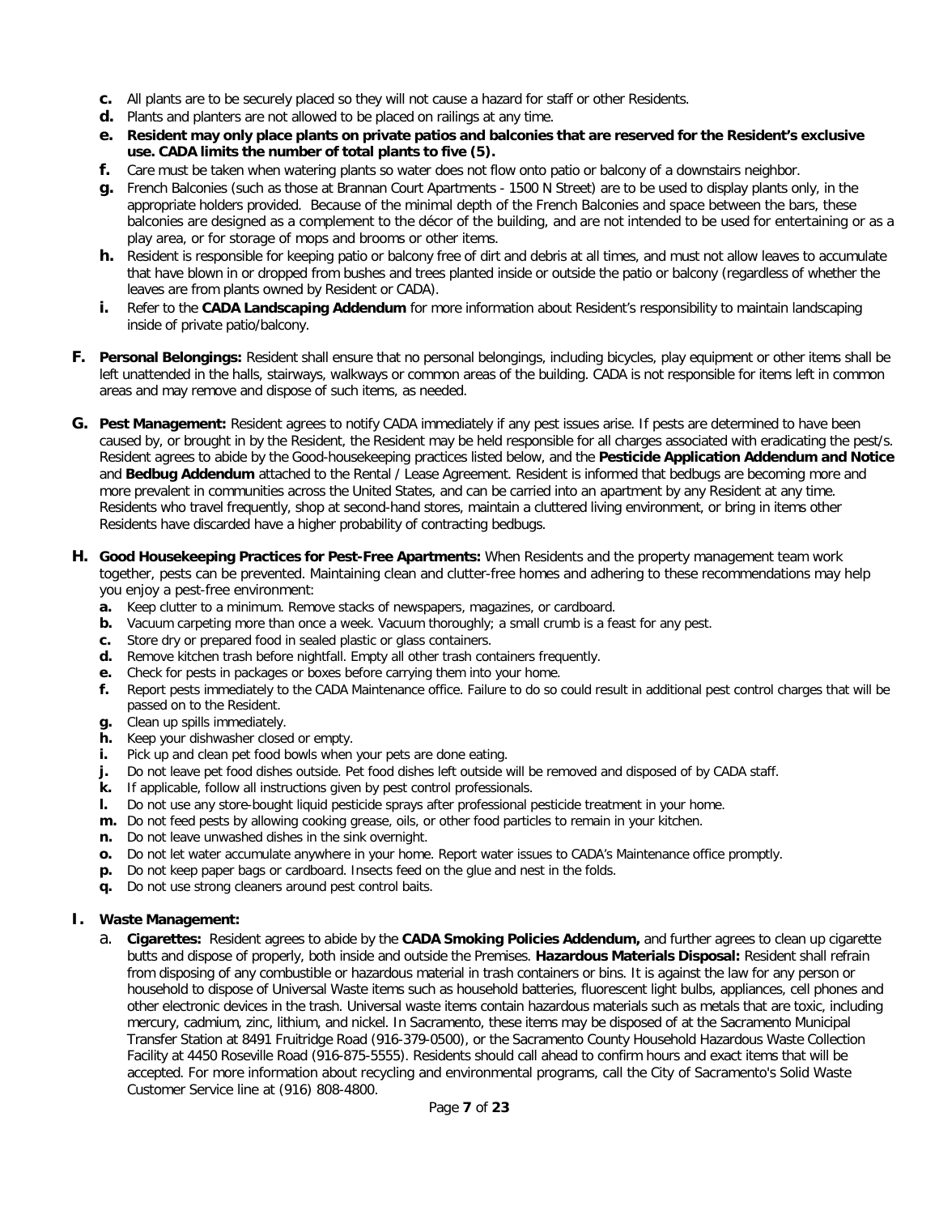- **c.** All plants are to be securely placed so they will not cause a hazard for staff or other Residents.
- **d.** Plants and planters are not allowed to be placed on railings at any time.
- **e. Resident may only place plants on private patios and balconies that are reserved for the Resident's exclusive use. CADA limits the number of total plants to five (5).**
- **f.** Care must be taken when watering plants so water does not flow onto patio or balcony of a downstairs neighbor.
- **g.** French Balconies (such as those at Brannan Court Apartments - 1500 N Street) are to be used to display plants only, in the appropriate holders provided. Because of the minimal depth of the French Balconies and space between the bars, these balconies are designed as a complement to the décor of the building, and are not intended to be used for entertaining or as a play area, or for storage of mops and brooms or other items.
- **h.** Resident is responsible for keeping patio or balcony free of dirt and debris at all times, and must not allow leaves to accumulate that have blown in or dropped from bushes and trees planted inside or outside the patio or balcony (regardless of whether the leaves are from plants owned by Resident or CADA).
- **i.** Refer to the **CADA Landscaping Addendum** for more information about Resident's responsibility to maintain landscaping inside of private patio/balcony.

**F. Personal Belongings:** Resident shall ensure that no personal belongings, including bicycles, play equipment or other items shall be left unattended in the halls, stairways, walkways or common areas of the building. CADA is not responsible for items left in common areas and may remove and dispose of such items, as needed.

**G. Pest Management:** Resident agrees to notify CADA immediately if any pest issues arise. If pests are determined to have been caused by, or brought in by the Resident, the Resident may be held responsible for all charges associated with eradicating the pest/s. Resident agrees to abide by the Good-housekeeping practices listed below, and the **Pesticide Application Addendum and Notice** and **Bedbug Addendum** attached to the Rental / Lease Agreement. Resident is informed that bedbugs are becoming more and more prevalent in communities across the United States, and can be carried into an apartment by any Resident at any time. Residents who travel frequently, shop at second-hand stores, maintain a cluttered living environment, or bring in items other Residents have discarded have a higher probability of contracting bedbugs.

**H. Good Housekeeping Practices for Pest-Free Apartments:** When Residents and the property management team work together, pests can be prevented. Maintaining clean and clutter-free homes and adhering to these recommendations may help you enjoy a pest-free environment:

- **a.** Keep clutter to a minimum. Remove stacks of newspapers, magazines, or cardboard.
- **b.** Vacuum carpeting more than once a week. Vacuum thoroughly; a small crumb is a feast for any pest.
- **c.** Store dry or prepared food in sealed plastic or glass containers.
- **d.** Remove kitchen trash before nightfall. Empty all other trash containers frequently.
- **e.** Check for pests in packages or boxes before carrying them into your home.
- **f.** Report pests immediately to the CADA Maintenance office. Failure to do so could result in additional pest control charges that will be passed on to the Resident.
- **g.** Clean up spills immediately.
- **h.** Keep your dishwasher closed or empty.
- **i.** Pick up and clean pet food bowls when your pets are done eating.
- **j.** Do not leave pet food dishes outside. Pet food dishes left outside will be removed and disposed of by CADA staff.
- **k.** If applicable, follow all instructions given by pest control professionals.
- **l.** Do not use any store-bought liquid pesticide sprays after professional pesticide treatment in your home.
- **m.** Do not feed pests by allowing cooking grease, oils, or other food particles to remain in your kitchen.
- **n.** Do not leave unwashed dishes in the sink overnight.
- **o.** Do not let water accumulate anywhere in your home. Report water issues to CADA's Maintenance office promptly.
- **p.** Do not keep paper bags or cardboard. Insects feed on the glue and nest in the folds.
- **q.** Do not use strong cleaners around pest control baits.

**I. Waste Management:**

- a. **Cigarettes:** Resident agrees to abide by the **CADA Smoking Policies Addendum,** and further agrees to clean up cigarette butts and dispose of properly, both inside and outside the Premises. **Hazardous Materials Disposal:** Resident shall refrain from disposing of any combustible or hazardous material in trash containers or bins. It is against the law for any person or household to dispose of Universal Waste items such as household batteries, fluorescent light bulbs, appliances, cell phones and other electronic devices in the trash. Universal waste items contain hazardous materials such as metals that are toxic, including mercury, cadmium, zinc, lithium, and nickel. In Sacramento, these items may be disposed of at the Sacramento Municipal Transfer Station at 8491 Fruitridge Road (916-379-0500), or the Sacramento County Household Hazardous Waste Collection Facility at 4450 Roseville Road (916-875-5555). Residents should call ahead to confirm hours and exact items that will be accepted. For more information about recycling and environmental programs, call the City of Sacramento's Solid Waste Customer Service line at (916) 808-4800.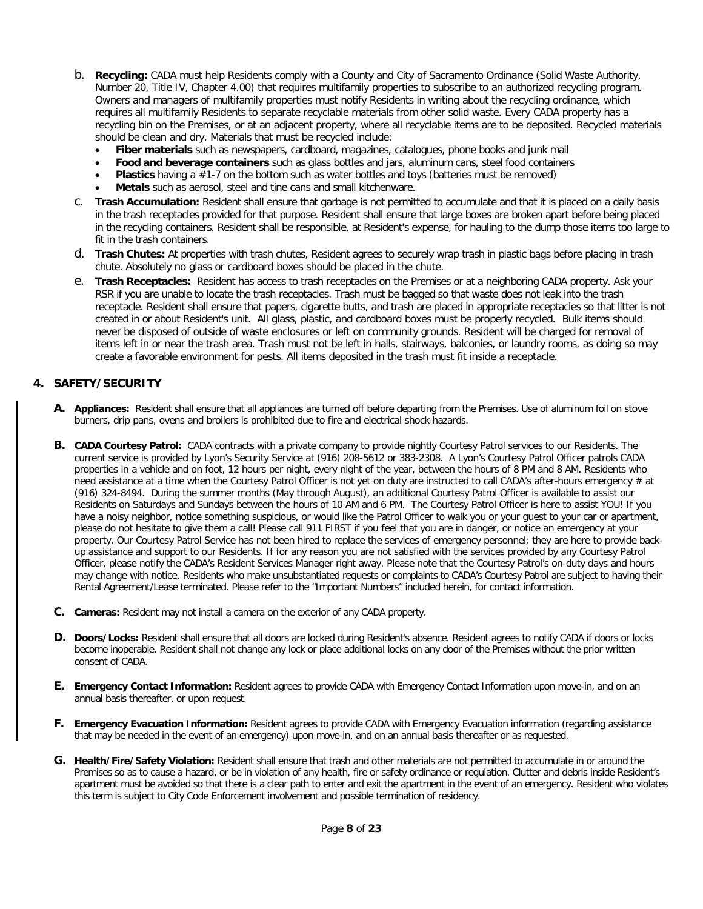b. **Recycling:** CADA must help Residents comply with a County and City of Sacramento Ordinance (Solid Waste Authority, Number 20, Title IV, Chapter 4.00) that requires multifamily properties to subscribe to an authorized recycling program. Owners and managers of multifamily properties must notify Residents in writing about the recycling ordinance, which requires all multifamily Residents to separate recyclable materials from other solid waste. Every CADA property has a recycling bin on the Premises, or at an adjacent property, where all recyclable items are to be deposited. Recycled materials should be clean and dry. Materials that must be recycled include:

- **Fiber materials** such as newspapers, cardboard, magazines, catalogues, phone books and junk mail
- **Food and beverage containers** such as glass bottles and jars, aluminum cans, steel food containers
- **Plastics** having a #1-7 on the bottom such as water bottles and toys (batteries must be removed)
- **Metals** such as aerosol, steel and tine cans and small kitchenware.

c. **Trash Accumulation:** Resident shall ensure that garbage is not permitted to accumulate and that it is placed on a daily basis in the trash receptacles provided for that purpose. Resident shall ensure that large boxes are broken apart before being placed in the recycling containers. Resident shall be responsible, at Resident's expense, for hauling to the dump those items too large to fit in the trash containers.

d. **Trash Chutes:** At properties with trash chutes, Resident agrees to securely wrap trash in plastic bags before placing in trash chute. Absolutely no glass or cardboard boxes should be placed in the chute.

e. **Trash Receptacles:** Resident has access to trash receptacles on the Premises or at a neighboring CADA property. Ask your RSR if you are unable to locate the trash receptacles. Trash must be bagged so that waste does not leak into the trash receptacle. Resident shall ensure that papers, cigarette butts, and trash are placed in appropriate receptacles so that litter is not created in or about Resident's unit. All glass, plastic, and cardboard boxes must be properly recycled. Bulk items should never be disposed of outside of waste enclosures or left on community grounds. Resident will be charged for removal of items left in or near the trash area. Trash must not be left in halls, stairways, balconies, or laundry rooms, as doing so may create a favorable environment for pests. All items deposited in the trash must fit inside a receptacle.

## 4. SAFETY/SECURITY

**A. Appliances:** Resident shall ensure that all appliances are turned off before departing from the Premises. Use of aluminum foil on stove burners, drip pans, ovens and broilers is prohibited due to fire and electrical shock hazards.

**B. CADA Courtesy Patrol:** CADA contracts with a private company to provide nightly Courtesy Patrol services to our Residents. The current service is provided by Lyon's Security Service at (916) 208-5612 or 383-2308. A Lyon's Courtesy Patrol Officer patrols CADA properties in a vehicle and on foot, 12 hours per night, every night of the year, between the hours of 8 PM and 8 AM. Residents who need assistance at a time when the Courtesy Patrol Officer is not yet on duty are instructed to call CADA's after-hours emergency # at (916) 324-8494. During the summer months (May through August), an additional Courtesy Patrol Officer is available to assist our Residents on Saturdays and Sundays between the hours of 10 AM and 6 PM. The Courtesy Patrol Officer is here to assist YOU! If you have a noisy neighbor, notice something suspicious, or would like the Patrol Officer to walk you or your guest to your car or apartment, please do not hesitate to give them a call! Please call 911 FIRST if you feel that you are in danger, or notice an emergency at your property. Our Courtesy Patrol Service has not been hired to replace the services of emergency personnel; they are here to provide back-up assistance and support to our Residents. If for any reason you are not satisfied with the services provided by any Courtesy Patrol Officer, please notify the CADA's Resident Services Manager right away. Please note that the Courtesy Patrol's on-duty days and hours may change with notice. Residents who make unsubstantiated requests or complaints to CADA's Courtesy Patrol are subject to having their Rental Agreement/Lease terminated. Please refer to the "Important Numbers" included herein, for contact information.

**C. Cameras:** Resident may not install a camera on the exterior of any CADA property.

**D. Doors/Locks:** Resident shall ensure that all doors are locked during Resident's absence. Resident agrees to notify CADA if doors or locks become inoperable. Resident shall not change any lock or place additional locks on any door of the Premises without the prior written consent of CADA.

**E. Emergency Contact Information:** Resident agrees to provide CADA with Emergency Contact Information upon move-in, and on an annual basis thereafter, or upon request.

**F. Emergency Evacuation Information:** Resident agrees to provide CADA with Emergency Evacuation information (regarding assistance that may be needed in the event of an emergency) upon move-in, and on an annual basis thereafter or as requested.

**G. Health/Fire/Safety Violation:** Resident shall ensure that trash and other materials are not permitted to accumulate in or around the Premises so as to cause a hazard, or be in violation of any health, fire or safety ordinance or regulation. Clutter and debris inside Resident's apartment must be avoided so that there is a clear path to enter and exit the apartment in the event of an emergency. Resident who violates this term is subject to City Code Enforcement involvement and possible termination of residency.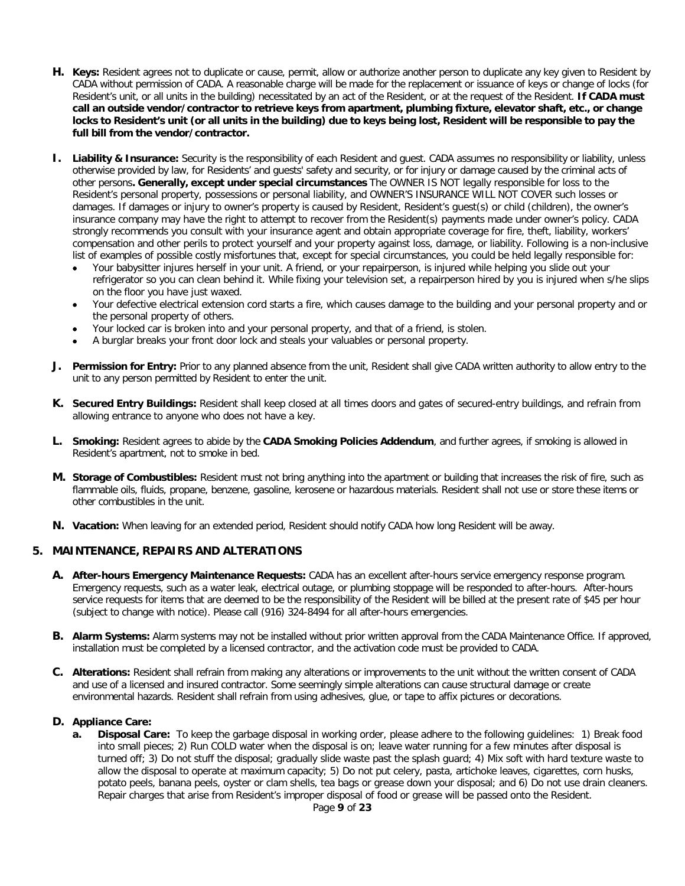**H. Keys:** Resident agrees not to duplicate or cause, permit, allow or authorize another person to duplicate any key given to Resident by CADA without permission of CADA. A reasonable charge will be made for the replacement or issuance of keys or change of locks (for Resident's unit, or all units in the building) necessitated by an act of the Resident, or at the request of the Resident. **If CADA must call an outside vendor/contractor to retrieve keys from apartment, plumbing fixture, elevator shaft, etc., or change locks to Resident's unit (or all units in the building) due to keys being lost, Resident will be responsible to pay the full bill from the vendor/contractor.**

**I. Liability & Insurance:** Security is the responsibility of each Resident and guest. CADA assumes no responsibility or liability, unless otherwise provided by law, for Residents' and guests' safety and security, or for injury or damage caused by the criminal acts of other persons**. Generally, except under special circumstances** The OWNER IS NOT legally responsible for loss to the Resident's personal property, possessions or personal liability, and OWNER'S INSURANCE WILL NOT COVER such losses or damages. If damages or injury to owner's property is caused by Resident, Resident's guest(s) or child (children), the owner's insurance company may have the right to attempt to recover from the Resident(s) payments made under owner's policy. CADA strongly recommends you consult with your insurance agent and obtain appropriate coverage for fire, theft, liability, workers' compensation and other perils to protect yourself and your property against loss, damage, or liability. Following is a non-inclusive list of examples of possible costly misfortunes that, except for special circumstances, you could be held legally responsible for:

- Your babysitter injures herself in your unit. A friend, or your repairperson, is injured while helping you slide out your refrigerator so you can clean behind it. While fixing your television set, a repairperson hired by you is injured when s/he slips on the floor you have just waxed.
- Your defective electrical extension cord starts a fire, which causes damage to the building and your personal property and or the personal property of others.
- Your locked car is broken into and your personal property, and that of a friend, is stolen.
- A burglar breaks your front door lock and steals your valuables or personal property.

**J. Permission for Entry:** Prior to any planned absence from the unit, Resident shall give CADA written authority to allow entry to the unit to any person permitted by Resident to enter the unit.

**K. Secured Entry Buildings:** Resident shall keep closed at all times doors and gates of secured-entry buildings, and refrain from allowing entrance to anyone who does not have a key.

**L. Smoking:** Resident agrees to abide by the **CADA Smoking Policies Addendum**, and further agrees, if smoking is allowed in Resident's apartment, not to smoke in bed.

**M. Storage of Combustibles:** Resident must not bring anything into the apartment or building that increases the risk of fire, such as flammable oils, fluids, propane, benzene, gasoline, kerosene or hazardous materials. Resident shall not use or store these items or other combustibles in the unit.

**N. Vacation:** When leaving for an extended period, Resident should notify CADA how long Resident will be away.

## 5. MAINTENANCE, REPAIRS AND ALTERATIONS

**A. After-hours Emergency Maintenance Requests:** CADA has an excellent after-hours service emergency response program. Emergency requests, such as a water leak, electrical outage, or plumbing stoppage will be responded to after-hours. After-hours service requests for items that are deemed to be the responsibility of the Resident will be billed at the present rate of $45 per hour (subject to change with notice). Please call (916) 324-8494 for all after-hours emergencies.

**B. Alarm Systems:** Alarm systems may not be installed without prior written approval from the CADA Maintenance Office. If approved, installation must be completed by a licensed contractor, and the activation code must be provided to CADA.

**C. Alterations:** Resident shall refrain from making any alterations or improvements to the unit without the written consent of CADA and use of a licensed and insured contractor. Some seemingly simple alterations can cause structural damage or create environmental hazards. Resident shall refrain from using adhesives, glue, or tape to affix pictures or decorations.

**D. Appliance Care:**

**a. Disposal Care:** To keep the garbage disposal in working order, please adhere to the following guidelines: 1) Break food into small pieces; 2) Run COLD water when the disposal is on; leave water running for a few minutes after disposal is turned off; 3) Do not stuff the disposal; gradually slide waste past the splash guard; 4) Mix soft with hard texture waste to allow the disposal to operate at maximum capacity; 5) Do not put celery, pasta, artichoke leaves, cigarettes, corn husks, potato peels, banana peels, oyster or clam shells, tea bags or grease down your disposal; and 6) Do not use drain cleaners. Repair charges that arise from Resident's improper disposal of food or grease will be passed onto the Resident.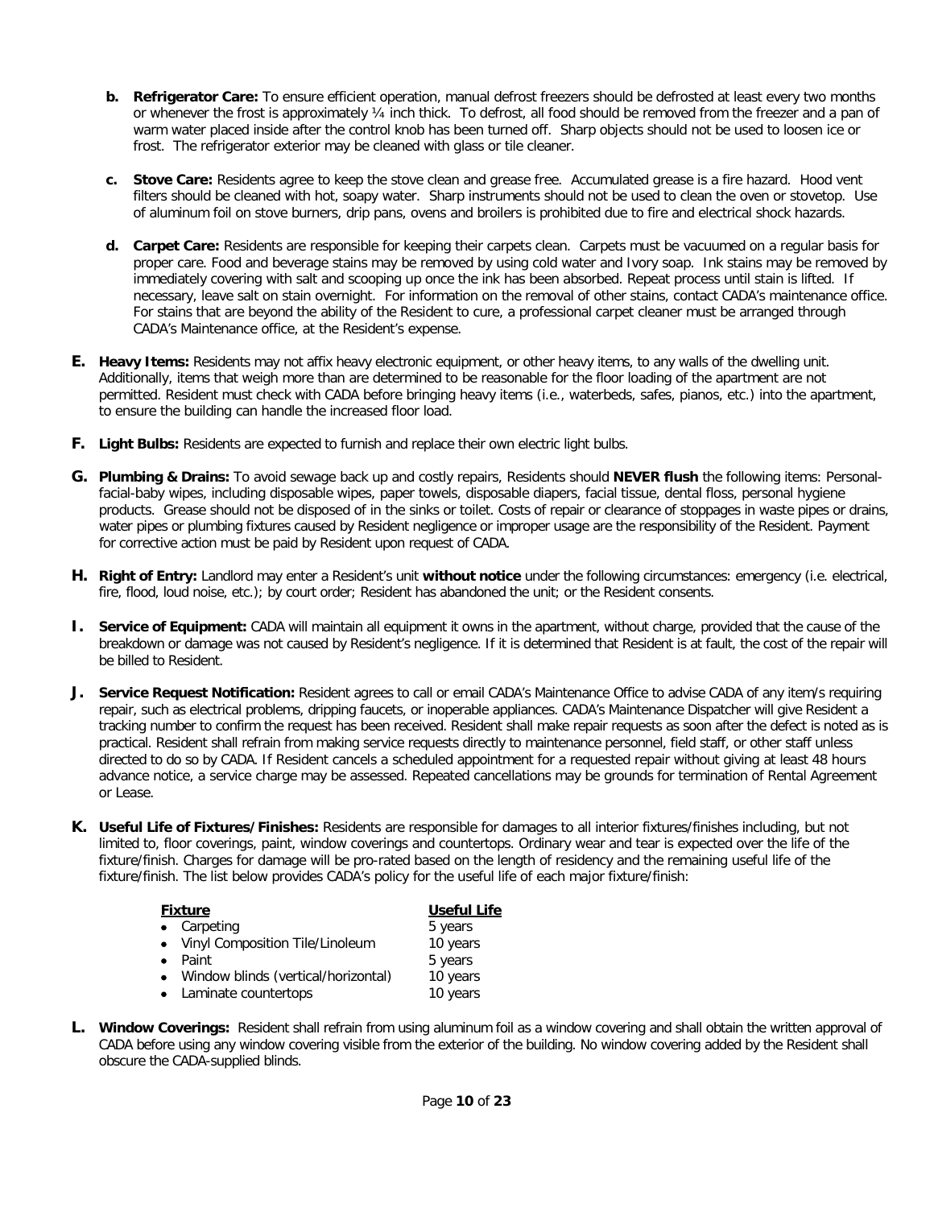b. **Refrigerator Care:** To ensure efficient operation, manual defrost freezers should be defrosted at least every two months or whenever the frost is approximately ¼ inch thick. To defrost, all food should be removed from the freezer and a pan of warm water placed inside after the control knob has been turned off. Sharp objects should not be used to loosen ice or frost. The refrigerator exterior may be cleaned with glass or tile cleaner.

c. **Stove Care:** Residents agree to keep the stove clean and grease free. Accumulated grease is a fire hazard. Hood vent filters should be cleaned with hot, soapy water. Sharp instruments should not be used to clean the oven or stovetop. Use of aluminum foil on stove burners, drip pans, ovens and broilers is prohibited due to fire and electrical shock hazards.

d. **Carpet Care:** Residents are responsible for keeping their carpets clean. Carpets must be vacuumed on a regular basis for proper care. Food and beverage stains may be removed by using cold water and Ivory soap. Ink stains may be removed by immediately covering with salt and scooping up once the ink has been absorbed. Repeat process until stain is lifted. If necessary, leave salt on stain overnight. For information on the removal of other stains, contact CADA's maintenance office. For stains that are beyond the ability of the Resident to cure, a professional carpet cleaner must be arranged through CADA's Maintenance office, at the Resident's expense.

**E. Heavy Items:** Residents may not affix heavy electronic equipment, or other heavy items, to any walls of the dwelling unit. Additionally, items that weigh more than are determined to be reasonable for the floor loading of the apartment are not permitted. Resident must check with CADA before bringing heavy items (i.e., waterbeds, safes, pianos, etc.) into the apartment, to ensure the building can handle the increased floor load.

**F. Light Bulbs:** Residents are expected to furnish and replace their own electric light bulbs.

**G. Plumbing & Drains:** To avoid sewage back up and costly repairs, Residents should **NEVER flush** the following items: Personal-facial-baby wipes, including disposable wipes, paper towels, disposable diapers, facial tissue, dental floss, personal hygiene products. Grease should not be disposed of in the sinks or toilet. Costs of repair or clearance of stoppages in waste pipes or drains, water pipes or plumbing fixtures caused by Resident negligence or improper usage are the responsibility of the Resident. Payment for corrective action must be paid by Resident upon request of CADA.

**H. Right of Entry:** Landlord may enter a Resident's unit **without notice** under the following circumstances: emergency (i.e. electrical, fire, flood, loud noise, etc.); by court order; Resident has abandoned the unit; or the Resident consents.

**I. Service of Equipment:** CADA will maintain all equipment it owns in the apartment, without charge, provided that the cause of the breakdown or damage was not caused by Resident's negligence. If it is determined that Resident is at fault, the cost of the repair will be billed to Resident.

**J. Service Request Notification:** Resident agrees to call or email CADA's Maintenance Office to advise CADA of any item/s requiring repair, such as electrical problems, dripping faucets, or inoperable appliances. CADA's Maintenance Dispatcher will give Resident a tracking number to confirm the request has been received. Resident shall make repair requests as soon after the defect is noted as is practical. Resident shall refrain from making service requests directly to maintenance personnel, field staff, or other staff unless directed to do so by CADA. If Resident cancels a scheduled appointment for a requested repair without giving at least 48 hours advance notice, a service charge may be assessed. Repeated cancellations may be grounds for termination of Rental Agreement or Lease.

**K. Useful Life of Fixtures/Finishes:** Residents are responsible for damages to all interior fixtures/finishes including, but not limited to, floor coverings, paint, window coverings and countertops. Ordinary wear and tear is expected over the life of the fixture/finish. Charges for damage will be pro-rated based on the length of residency and the remaining useful life of the fixture/finish. The list below provides CADA's policy for the useful life of each major fixture/finish:

| Fixture | Useful Life |
|---|---|
| • Carpeting | 5 years |
| • Vinyl Composition Tile/Linoleum | 10 years |
| • Paint | 5 years |
| • Window blinds (vertical/horizontal) | 10 years |
| • Laminate countertops | 10 years |

**L. Window Coverings:** Resident shall refrain from using aluminum foil as a window covering and shall obtain the written approval of CADA before using any window covering visible from the exterior of the building. No window covering added by the Resident shall obscure the CADA-supplied blinds.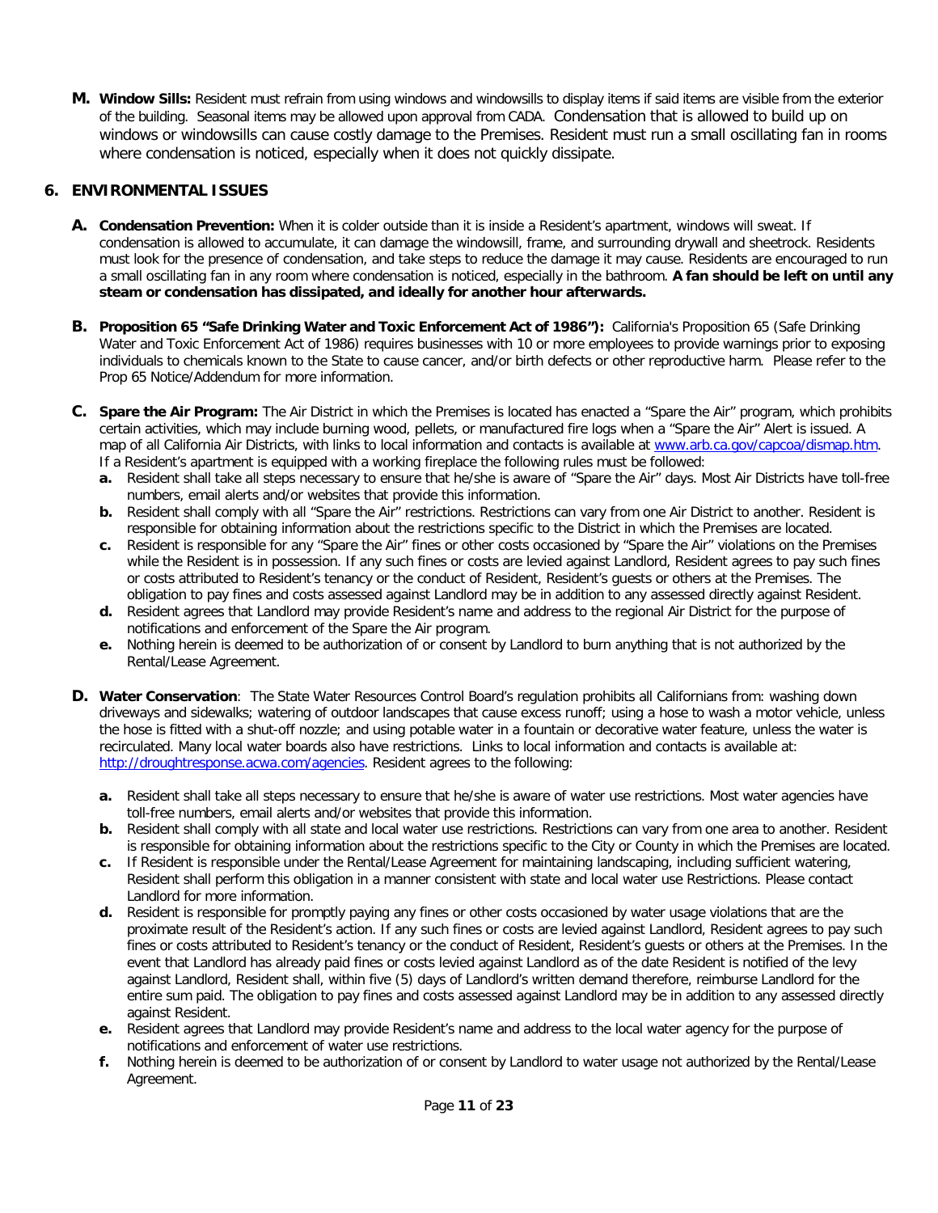**M. Window Sills:** Resident must refrain from using windows and windowsills to display items if said items are visible from the exterior of the building. Seasonal items may be allowed upon approval from CADA. Condensation that is allowed to build up on windows or windowsills can cause costly damage to the Premises. Resident must run a small oscillating fan in rooms where condensation is noticed, especially when it does not quickly dissipate.

## 6. ENVIRONMENTAL ISSUES

**A. Condensation Prevention:** When it is colder outside than it is inside a Resident's apartment, windows will sweat. If condensation is allowed to accumulate, it can damage the windowsill, frame, and surrounding drywall and sheetrock. Residents must look for the presence of condensation, and take steps to reduce the damage it may cause. Residents are encouraged to run a small oscillating fan in any room where condensation is noticed, especially in the bathroom. **A fan should be left on until any steam or condensation has dissipated, and ideally for another hour afterwards.**

**B. Proposition 65 "Safe Drinking Water and Toxic Enforcement Act of 1986"):** California's Proposition 65 (Safe Drinking Water and Toxic Enforcement Act of 1986) requires businesses with 10 or more employees to provide warnings prior to exposing individuals to chemicals known to the State to cause cancer, and/or birth defects or other reproductive harm. Please refer to the Prop 65 Notice/Addendum for more information.

**C. Spare the Air Program:** The Air District in which the Premises is located has enacted a "Spare the Air" program, which prohibits certain activities, which may include burning wood, pellets, or manufactured fire logs when a "Spare the Air" Alert is issued. A map of all California Air Districts, with links to local information and contacts is available at www.arb.ca.gov/capcoa/dismap.htm. If a Resident's apartment is equipped with a working fireplace the following rules must be followed:

- **a.** Resident shall take all steps necessary to ensure that he/she is aware of "Spare the Air" days. Most Air Districts have toll-free numbers, email alerts and/or websites that provide this information.
- **b.** Resident shall comply with all "Spare the Air" restrictions. Restrictions can vary from one Air District to another. Resident is responsible for obtaining information about the restrictions specific to the District in which the Premises are located.
- **c.** Resident is responsible for any "Spare the Air" fines or other costs occasioned by "Spare the Air" violations on the Premises while the Resident is in possession. If any such fines or costs are levied against Landlord, Resident agrees to pay such fines or costs attributed to Resident's tenancy or the conduct of Resident, Resident's guests or others at the Premises. The obligation to pay fines and costs assessed against Landlord may be in addition to any assessed directly against Resident.
- **d.** Resident agrees that Landlord may provide Resident's name and address to the regional Air District for the purpose of notifications and enforcement of the Spare the Air program.
- **e.** Nothing herein is deemed to be authorization of or consent by Landlord to burn anything that is not authorized by the Rental/Lease Agreement.

**D. Water Conservation**: The State Water Resources Control Board's regulation prohibits all Californians from: washing down driveways and sidewalks; watering of outdoor landscapes that cause excess runoff; using a hose to wash a motor vehicle, unless the hose is fitted with a shut-off nozzle; and using potable water in a fountain or decorative water feature, unless the water is recirculated. Many local water boards also have restrictions. Links to local information and contacts is available at: http://droughtresponse.acwa.com/agencies. Resident agrees to the following:

- **a.** Resident shall take all steps necessary to ensure that he/she is aware of water use restrictions. Most water agencies have toll-free numbers, email alerts and/or websites that provide this information.
- **b.** Resident shall comply with all state and local water use restrictions. Restrictions can vary from one area to another. Resident is responsible for obtaining information about the restrictions specific to the City or County in which the Premises are located.
- **c.** If Resident is responsible under the Rental/Lease Agreement for maintaining landscaping, including sufficient watering, Resident shall perform this obligation in a manner consistent with state and local water use Restrictions. Please contact Landlord for more information.
- **d.** Resident is responsible for promptly paying any fines or other costs occasioned by water usage violations that are the proximate result of the Resident's action. If any such fines or costs are levied against Landlord, Resident agrees to pay such fines or costs attributed to Resident's tenancy or the conduct of Resident, Resident's guests or others at the Premises. In the event that Landlord has already paid fines or costs levied against Landlord as of the date Resident is notified of the levy against Landlord, Resident shall, within five (5) days of Landlord's written demand therefore, reimburse Landlord for the entire sum paid. The obligation to pay fines and costs assessed against Landlord may be in addition to any assessed directly against Resident.
- **e.** Resident agrees that Landlord may provide Resident's name and address to the local water agency for the purpose of notifications and enforcement of water use restrictions.
- **f.** Nothing herein is deemed to be authorization of or consent by Landlord to water usage not authorized by the Rental/Lease Agreement.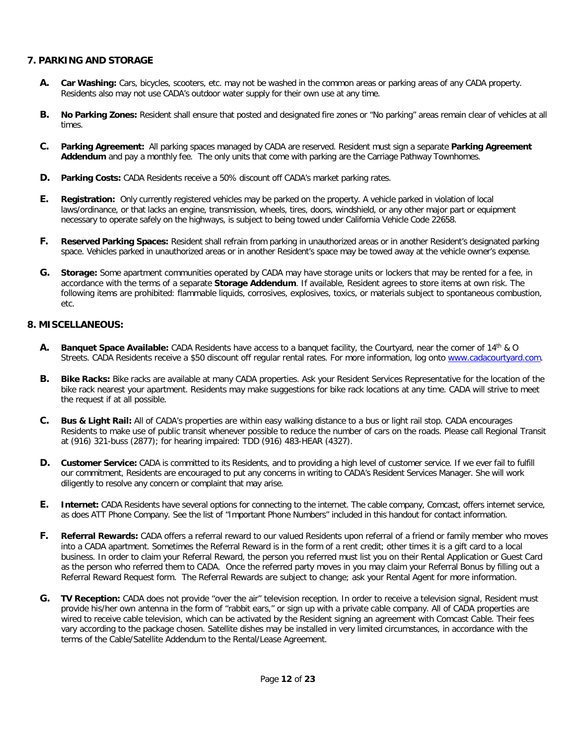## 7. PARKING AND STORAGE

- **A. Car Washing:** Cars, bicycles, scooters, etc. may not be washed in the common areas or parking areas of any CADA property. Residents also may not use CADA's outdoor water supply for their own use at any time.

- **B. No Parking Zones:** Resident shall ensure that posted and designated fire zones or "No parking" areas remain clear of vehicles at all times.

- **C. Parking Agreement:** All parking spaces managed by CADA are reserved. Resident must sign a separate **Parking Agreement Addendum** and pay a monthly fee. The only units that come with parking are the Carriage Pathway Townhomes.

- **D. Parking Costs:** CADA Residents receive a 50% discount off CADA's market parking rates.

- **E. Registration:** Only currently registered vehicles may be parked on the property. A vehicle parked in violation of local laws/ordinance, or that lacks an engine, transmission, wheels, tires, doors, windshield, or any other major part or equipment necessary to operate safely on the highways, is subject to being towed under California Vehicle Code 22658.

- **F. Reserved Parking Spaces:** Resident shall refrain from parking in unauthorized areas or in another Resident's designated parking space. Vehicles parked in unauthorized areas or in another Resident's space may be towed away at the vehicle owner's expense.

- **G. Storage:** Some apartment communities operated by CADA may have storage units or lockers that may be rented for a fee, in accordance with the terms of a separate **Storage Addendum**. If available, Resident agrees to store items at own risk. The following items are prohibited: flammable liquids, corrosives, explosives, toxics, or materials subject to spontaneous combustion, etc.

## 8. MISCELLANEOUS:

- **A. Banquet Space Available:** CADA Residents have access to a banquet facility, the Courtyard, near the corner of 14th & O Streets. CADA Residents receive a $50 discount off regular rental rates. For more information, log onto www.cadacourtyard.com.

- **B. Bike Racks:** Bike racks are available at many CADA properties. Ask your Resident Services Representative for the location of the bike rack nearest your apartment. Residents may make suggestions for bike rack locations at any time. CADA will strive to meet the request if at all possible.

- **C. Bus & Light Rail:** All of CADA's properties are within easy walking distance to a bus or light rail stop. CADA encourages Residents to make use of public transit whenever possible to reduce the number of cars on the roads. Please call Regional Transit at (916) 321-buss (2877); for hearing impaired: TDD (916) 483-HEAR (4327).

- **D. Customer Service:** CADA is committed to its Residents, and to providing a high level of customer service. If we ever fail to fulfill our commitment, Residents are encouraged to put any concerns in writing to CADA's Resident Services Manager. She will work diligently to resolve any concern or complaint that may arise.

- **E. Internet:** CADA Residents have several options for connecting to the internet. The cable company, Comcast, offers internet service, as does ATT Phone Company. See the list of "Important Phone Numbers" included in this handout for contact information.

- **F. Referral Rewards:** CADA offers a referral reward to our valued Residents upon referral of a friend or family member who moves into a CADA apartment. Sometimes the Referral Reward is in the form of a rent credit; other times it is a gift card to a local business. In order to claim your Referral Reward, the person you referred must list you on their Rental Application or Guest Card as the person who referred them to CADA. Once the referred party moves in you may claim your Referral Bonus by filling out a Referral Reward Request form. The Referral Rewards are subject to change; ask your Rental Agent for more information.

- **G. TV Reception:** CADA does not provide "over the air" television reception. In order to receive a television signal, Resident must provide his/her own antenna in the form of "rabbit ears," or sign up with a private cable company. All of CADA properties are wired to receive cable television, which can be activated by the Resident signing an agreement with Comcast Cable. Their fees vary according to the package chosen. Satellite dishes may be installed in very limited circumstances, in accordance with the terms of the Cable/Satellite Addendum to the Rental/Lease Agreement.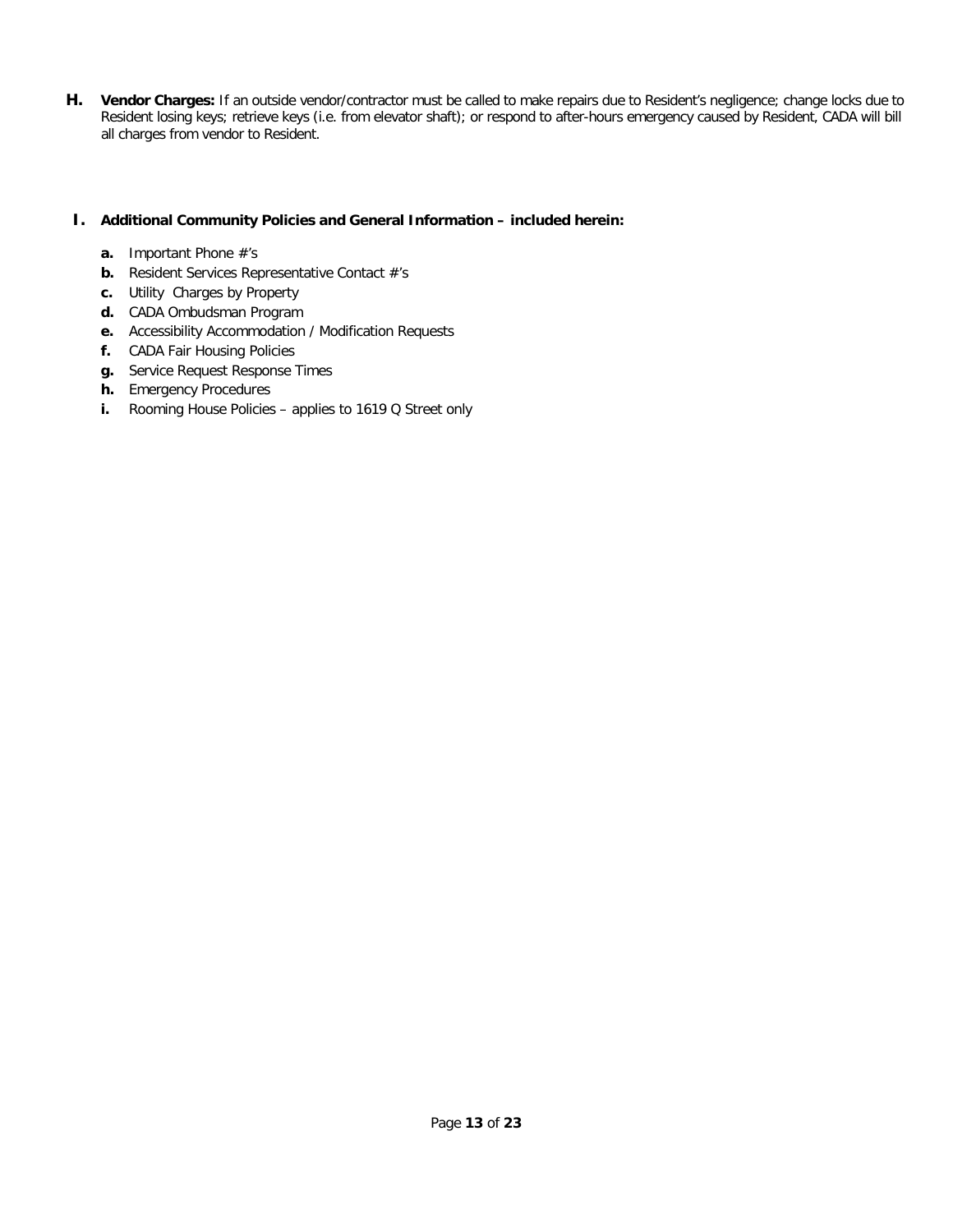**H. Vendor Charges:** If an outside vendor/contractor must be called to make repairs due to Resident's negligence; change locks due to Resident losing keys; retrieve keys (i.e. from elevator shaft); or respond to after-hours emergency caused by Resident, CADA will bill all charges from vendor to Resident.

**I. Additional Community Policies and General Information – included herein:**

- **a.** Important Phone #'s
- **b.** Resident Services Representative Contact #'s
- **c.** Utility Charges by Property
- **d.** CADA Ombudsman Program
- **e.** Accessibility Accommodation / Modification Requests
- **f.** CADA Fair Housing Policies
- **g.** Service Request Response Times
- **h.** Emergency Procedures
- **i.** Rooming House Policies – applies to 1619 Q Street only